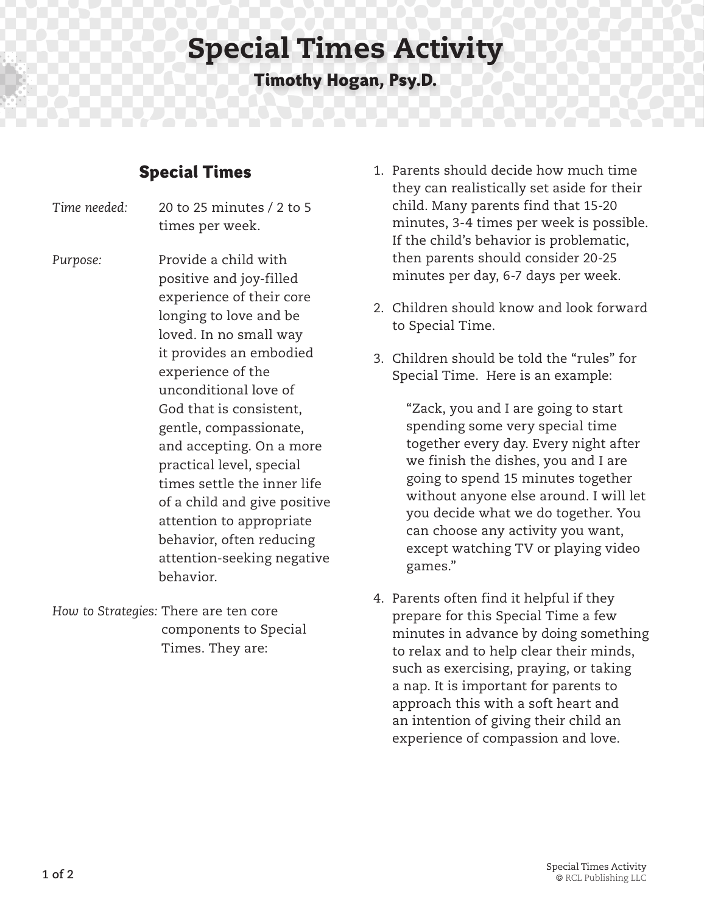# Special Times Activity

**Timothy Hogan, Psy.D.**

## Special Times

*Time needed:* 20 to 25 minutes / 2 to 5 times per week.

*Purpose:* Provide a child with positive and joy-filled experience of their core longing to love and be loved. In no small way it provides an embodied experience of the unconditional love of God that is consistent, gentle, compassionate, and accepting. On a more practical level, special times settle the inner life of a child and give positive attention to appropriate behavior, often reducing attention-seeking negative behavior.

*How to Strategies:* There are ten core components to Special Times. They are:

1. Parents should decide how much time they can realistically set aside for their child. Many parents find that 15-20 minutes, 3-4 times per week is possible. If the child's behavior is problematic, then parents should consider 20-25 minutes per day, 6-7 days per week.

2. Children should know and look forward to Special Time.

3. Children should be told the "rules" for Special Time. Here is an example:

   "Zack, you and I are going to start spending some very special time together every day. Every night after we finish the dishes, you and I are going to spend 15 minutes together without anyone else around. I will let you decide what we do together. You can choose any activity you want, except watching TV or playing video games."

4. Parents often find it helpful if they prepare for this Special Time a few minutes in advance by doing something to relax and to help clear their minds, such as exercising, praying, or taking a nap. It is important for parents to approach this with a soft heart and an intention of giving their child an experience of compassion and love.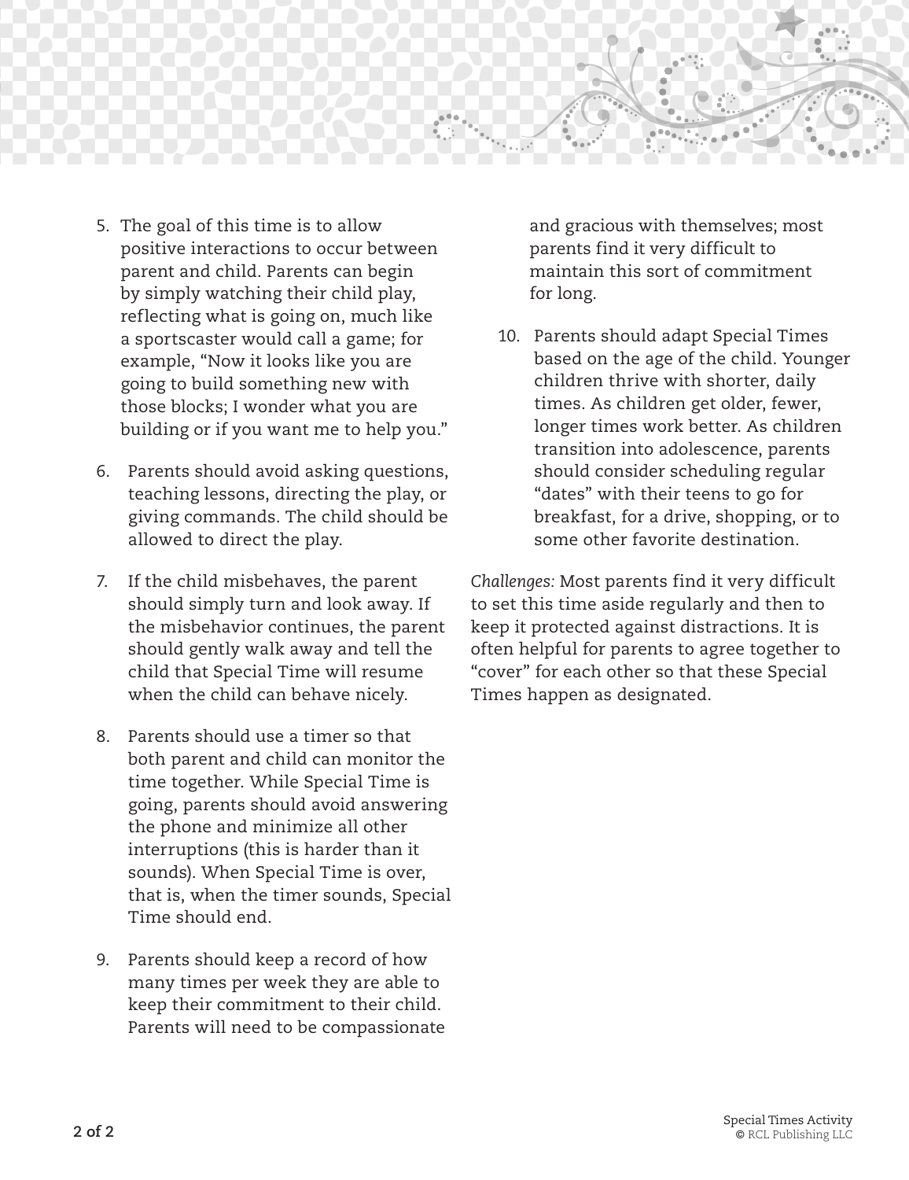5. The goal of this time is to allow positive interactions to occur between parent and child. Parents can begin by simply watching their child play, reflecting what is going on, much like a sportscaster would call a game; for example, "Now it looks like you are going to build something new with those blocks; I wonder what you are building or if you want me to help you."

6. Parents should avoid asking questions, teaching lessons, directing the play, or giving commands. The child should be allowed to direct the play.

7. If the child misbehaves, the parent should simply turn and look away. If the misbehavior continues, the parent should gently walk away and tell the child that Special Time will resume when the child can behave nicely.

8. Parents should use a timer so that both parent and child can monitor the time together. While Special Time is going, parents should avoid answering the phone and minimize all other interruptions (this is harder than it sounds). When Special Time is over, that is, when the timer sounds, Special Time should end.

9. Parents should keep a record of how many times per week they are able to keep their commitment to their child. Parents will need to be compassionate and gracious with themselves; most parents find it very difficult to maintain this sort of commitment for long.

10. Parents should adapt Special Times based on the age of the child. Younger children thrive with shorter, daily times. As children get older, fewer, longer times work better. As children transition into adolescence, parents should consider scheduling regular "dates" with their teens to go for breakfast, for a drive, shopping, or to some other favorite destination.

*Challenges:* Most parents find it very difficult to set this time aside regularly and then to keep it protected against distractions. It is often helpful for parents to agree together to "cover" for each other so that these Special Times happen as designated.